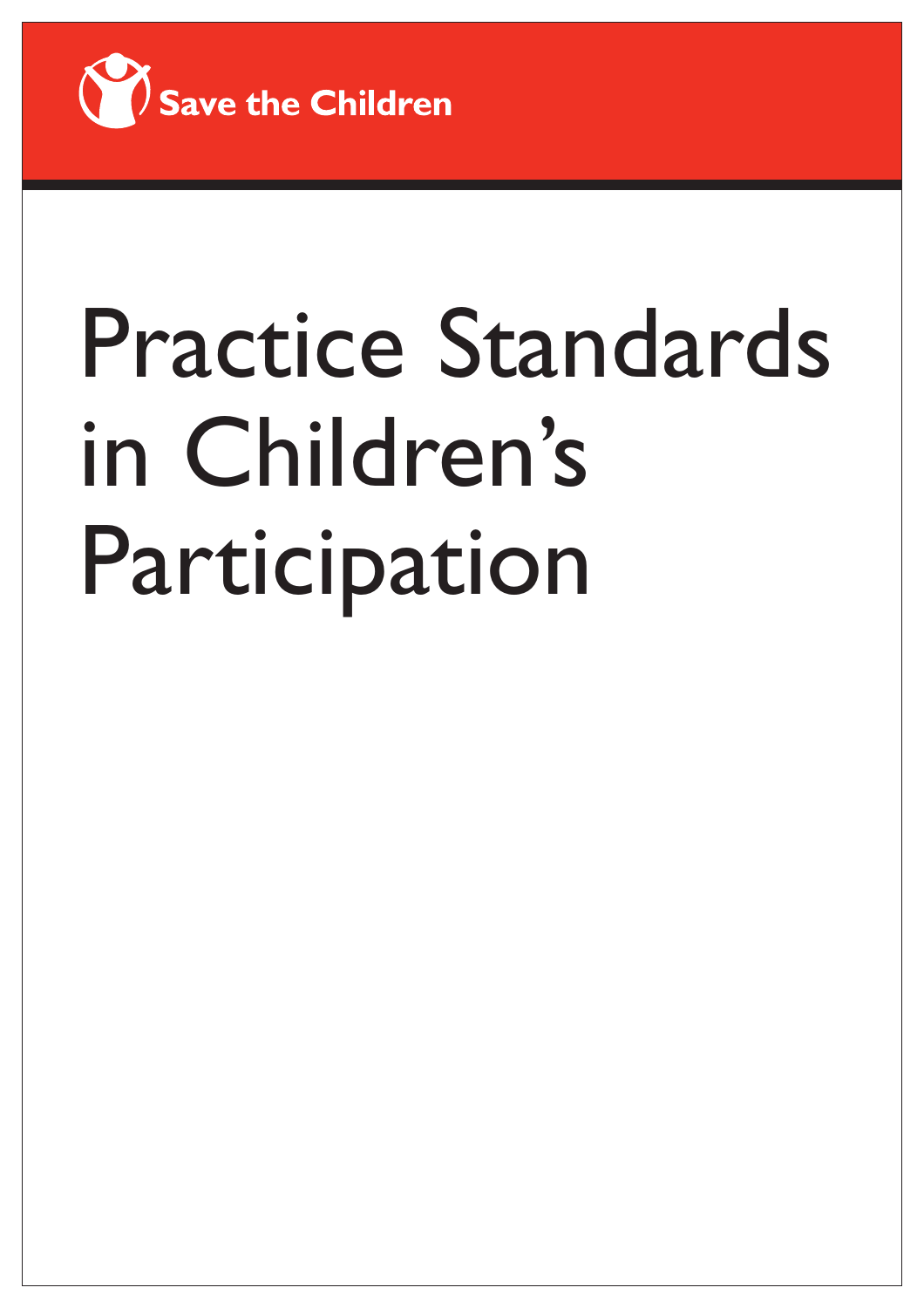Save the Children

# Practice Standards in Children's Participation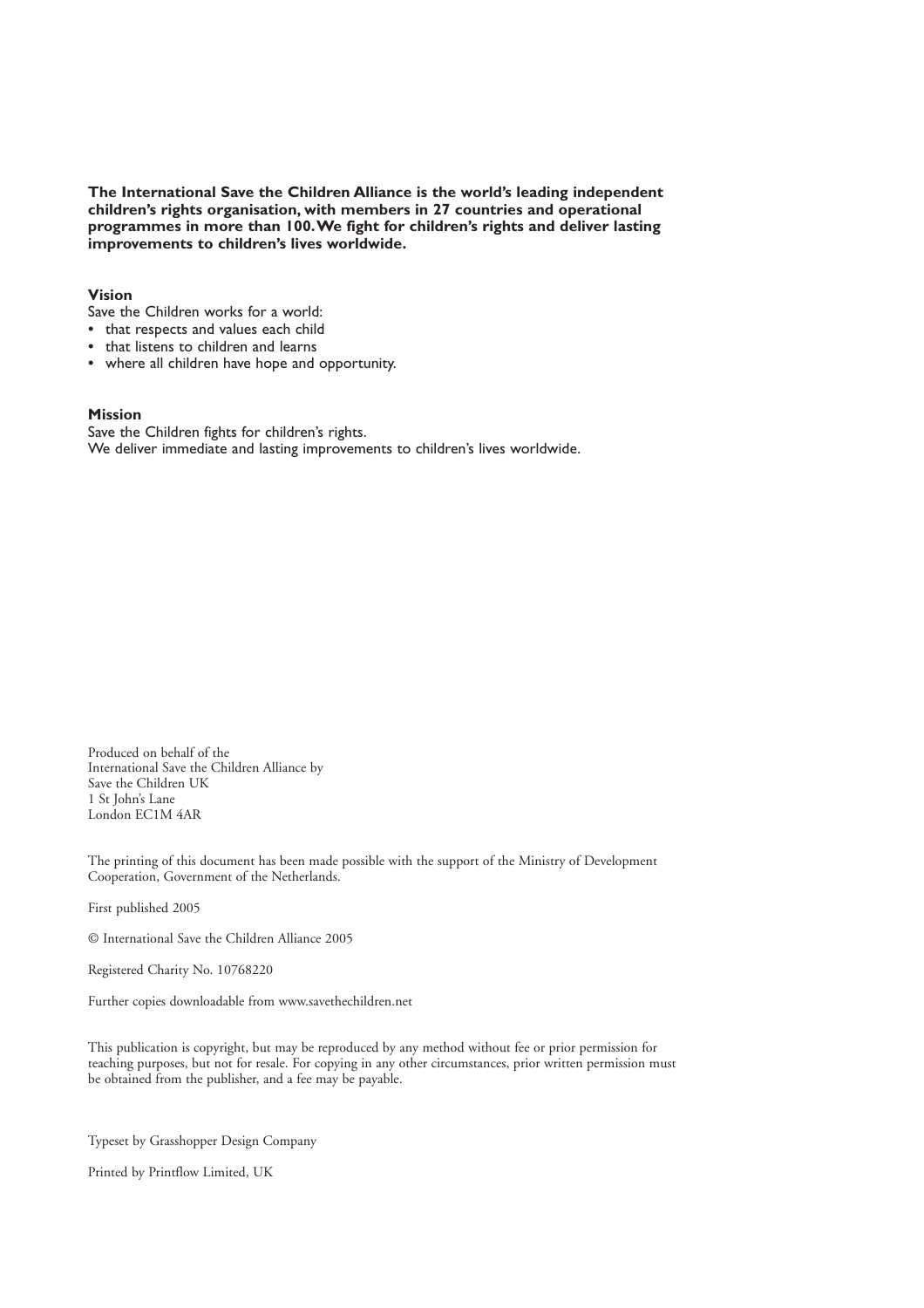**The International Save the Children Alliance is the world's leading independent children's rights organisation, with members in 27 countries and operational programmes in more than 100. We fight for children's rights and deliver lasting improvements to children's lives worldwide.**

**Vision**

Save the Children works for a world:

- that respects and values each child
- that listens to children and learns
- where all children have hope and opportunity.

**Mission**

Save the Children fights for children's rights.
We deliver immediate and lasting improvements to children's lives worldwide.

Produced on behalf of the
International Save the Children Alliance by
Save the Children UK
1 St John's Lane
London EC1M 4AR

The printing of this document has been made possible with the support of the Ministry of Development Cooperation, Government of the Netherlands.

First published 2005

© International Save the Children Alliance 2005

Registered Charity No. 10768220

Further copies downloadable from www.savethechildren.net

This publication is copyright, but may be reproduced by any method without fee or prior permission for teaching purposes, but not for resale. For copying in any other circumstances, prior written permission must be obtained from the publisher, and a fee may be payable.

Typeset by Grasshopper Design Company

Printed by Printflow Limited, UK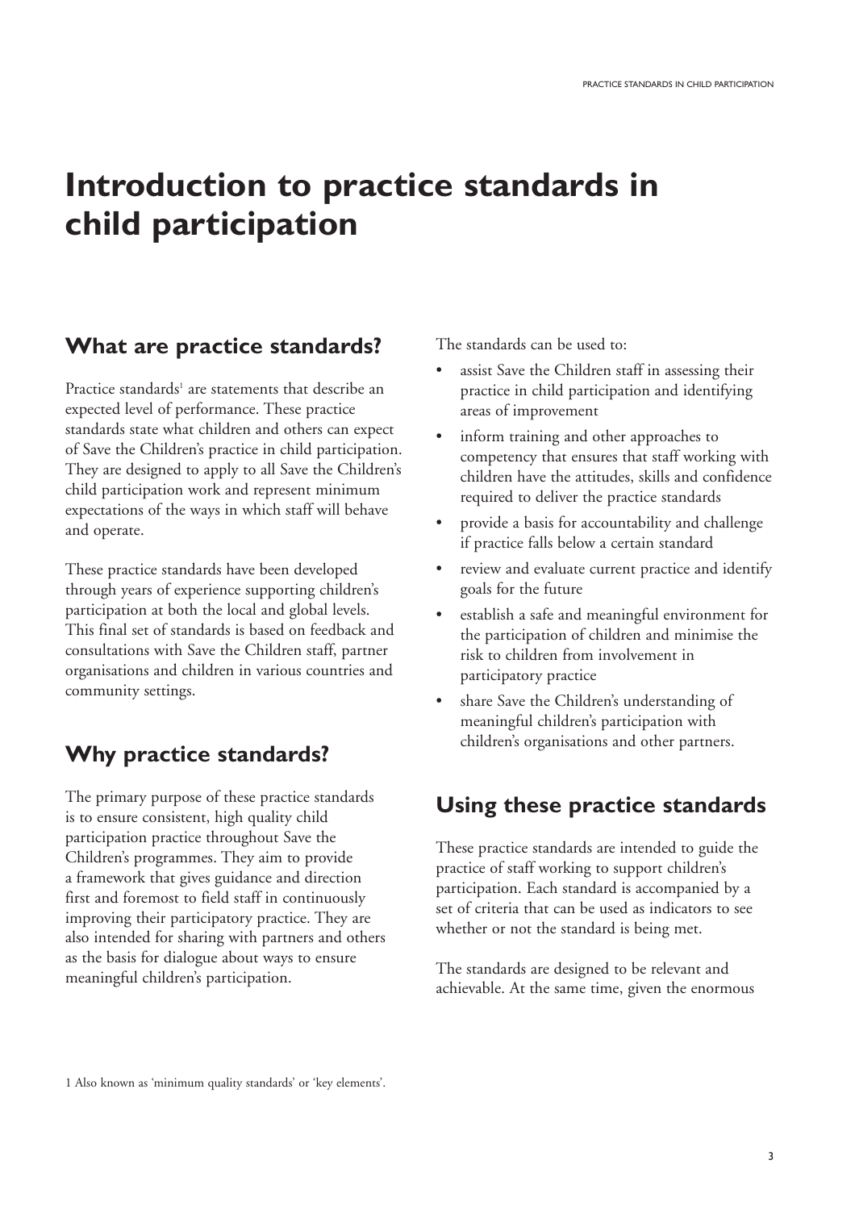# Introduction to practice standards in child participation

## What are practice standards?

Practice standards[1] are statements that describe an expected level of performance. These practice standards state what children and others can expect of Save the Children's practice in child participation. They are designed to apply to all Save the Children's child participation work and represent minimum expectations of the ways in which staff will behave and operate.

These practice standards have been developed through years of experience supporting children's participation at both the local and global levels. This final set of standards is based on feedback and consultations with Save the Children staff, partner organisations and children in various countries and community settings.

## Why practice standards?

The primary purpose of these practice standards is to ensure consistent, high quality child participation practice throughout Save the Children's programmes. They aim to provide a framework that gives guidance and direction first and foremost to field staff in continuously improving their participatory practice. They are also intended for sharing with partners and others as the basis for dialogue about ways to ensure meaningful children's participation.

The standards can be used to:

- assist Save the Children staff in assessing their practice in child participation and identifying areas of improvement
- inform training and other approaches to competency that ensures that staff working with children have the attitudes, skills and confidence required to deliver the practice standards
- provide a basis for accountability and challenge if practice falls below a certain standard
- review and evaluate current practice and identify goals for the future
- establish a safe and meaningful environment for the participation of children and minimise the risk to children from involvement in participatory practice
- share Save the Children's understanding of meaningful children's participation with children's organisations and other partners.

## Using these practice standards

These practice standards are intended to guide the practice of staff working to support children's participation. Each standard is accompanied by a set of criteria that can be used as indicators to see whether or not the standard is being met.

The standards are designed to be relevant and achievable. At the same time, given the enormous

1 Also known as 'minimum quality standards' or 'key elements'.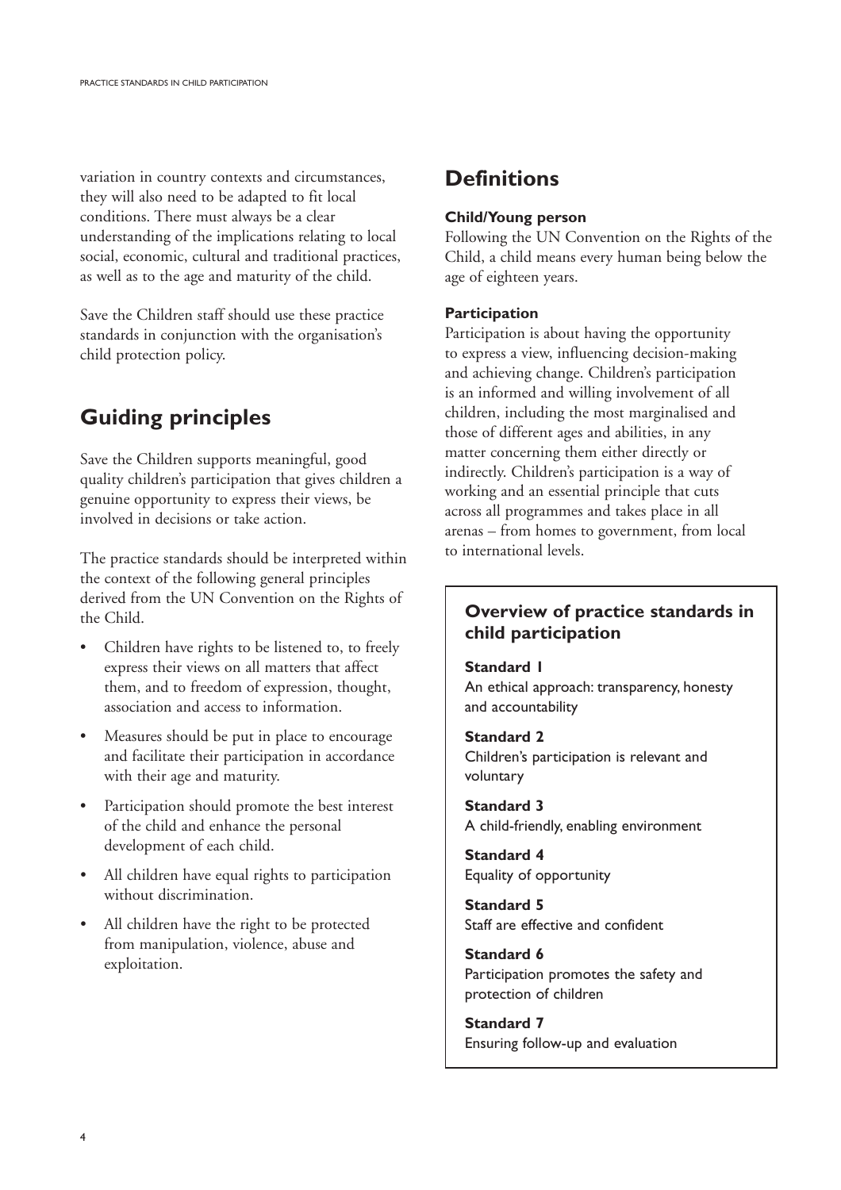variation in country contexts and circumstances, they will also need to be adapted to fit local conditions. There must always be a clear understanding of the implications relating to local social, economic, cultural and traditional practices, as well as to the age and maturity of the child.

Save the Children staff should use these practice standards in conjunction with the organisation's child protection policy.

## Guiding principles

Save the Children supports meaningful, good quality children's participation that gives children a genuine opportunity to express their views, be involved in decisions or take action.

The practice standards should be interpreted within the context of the following general principles derived from the UN Convention on the Rights of the Child.

- Children have rights to be listened to, to freely express their views on all matters that affect them, and to freedom of expression, thought, association and access to information.
- Measures should be put in place to encourage and facilitate their participation in accordance with their age and maturity.
- Participation should promote the best interest of the child and enhance the personal development of each child.
- All children have equal rights to participation without discrimination.
- All children have the right to be protected from manipulation, violence, abuse and exploitation.

## Definitions

**Child/Young person**
Following the UN Convention on the Rights of the Child, a child means every human being below the age of eighteen years.

**Participation**
Participation is about having the opportunity to express a view, influencing decision-making and achieving change. Children's participation is an informed and willing involvement of all children, including the most marginalised and those of different ages and abilities, in any matter concerning them either directly or indirectly. Children's participation is a way of working and an essential principle that cuts across all programmes and takes place in all arenas – from homes to government, from local to international levels.

### Overview of practice standards in child participation

**Standard 1**
An ethical approach: transparency, honesty and accountability

**Standard 2**
Children's participation is relevant and voluntary

**Standard 3**
A child-friendly, enabling environment

**Standard 4**
Equality of opportunity

**Standard 5**
Staff are effective and confident

**Standard 6**
Participation promotes the safety and protection of children

**Standard 7**
Ensuring follow-up and evaluation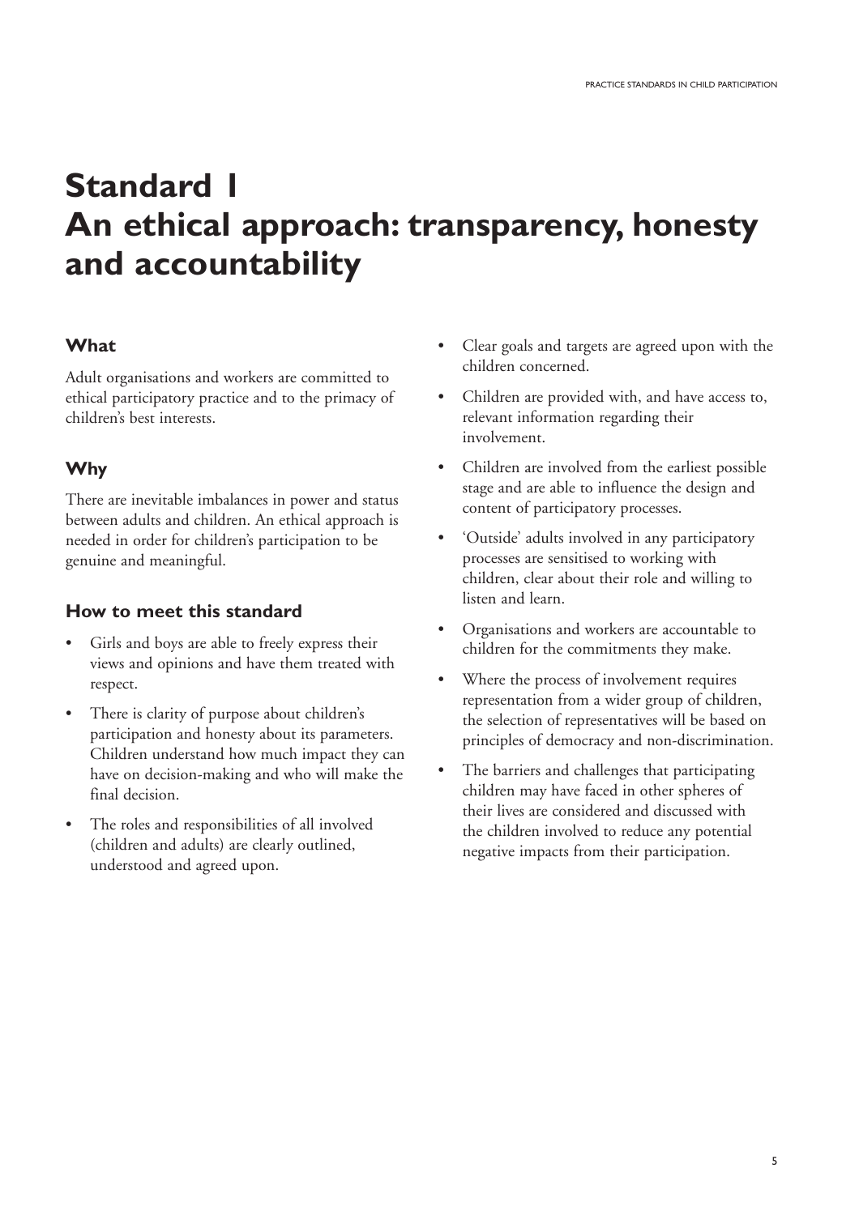# Standard 1
# An ethical approach: transparency, honesty and accountability

### What

Adult organisations and workers are committed to ethical participatory practice and to the primacy of children's best interests.

### Why

There are inevitable imbalances in power and status between adults and children. An ethical approach is needed in order for children's participation to be genuine and meaningful.

### How to meet this standard

- Girls and boys are able to freely express their views and opinions and have them treated with respect.
- There is clarity of purpose about children's participation and honesty about its parameters. Children understand how much impact they can have on decision-making and who will make the final decision.
- The roles and responsibilities of all involved (children and adults) are clearly outlined, understood and agreed upon.
- Clear goals and targets are agreed upon with the children concerned.
- Children are provided with, and have access to, relevant information regarding their involvement.
- Children are involved from the earliest possible stage and are able to influence the design and content of participatory processes.
- 'Outside' adults involved in any participatory processes are sensitised to working with children, clear about their role and willing to listen and learn.
- Organisations and workers are accountable to children for the commitments they make.
- Where the process of involvement requires representation from a wider group of children, the selection of representatives will be based on principles of democracy and non-discrimination.
- The barriers and challenges that participating children may have faced in other spheres of their lives are considered and discussed with the children involved to reduce any potential negative impacts from their participation.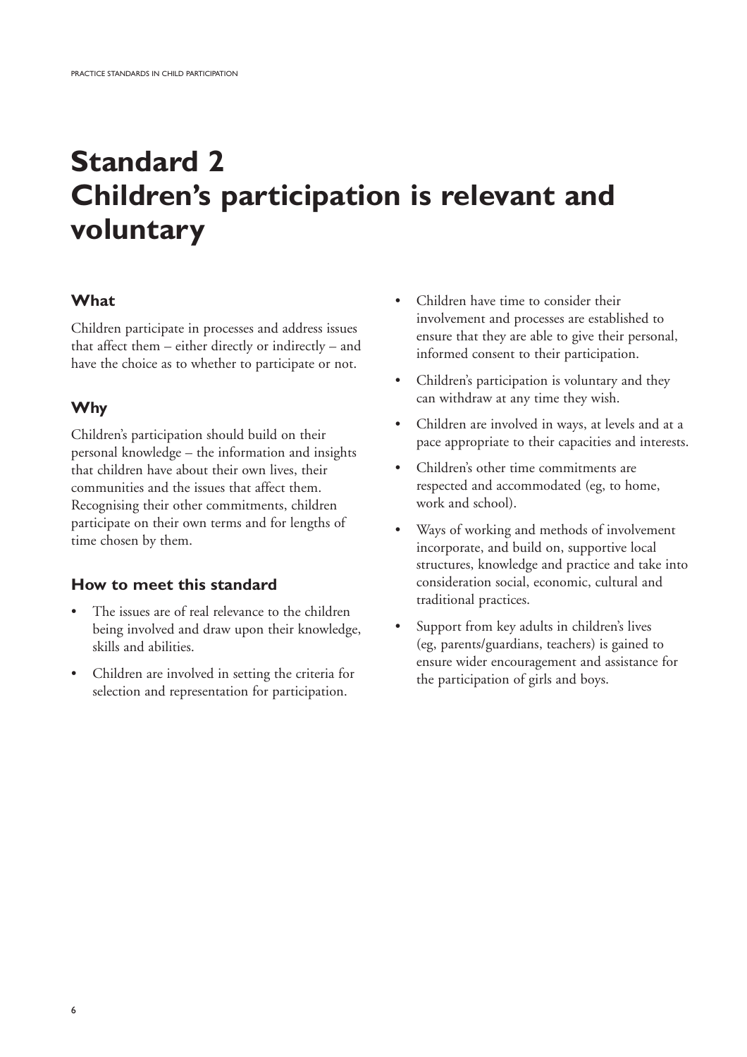# Standard 2
# Children's participation is relevant and voluntary

## What

Children participate in processes and address issues that affect them – either directly or indirectly – and have the choice as to whether to participate or not.

## Why

Children's participation should build on their personal knowledge – the information and insights that children have about their own lives, their communities and the issues that affect them. Recognising their other commitments, children participate on their own terms and for lengths of time chosen by them.

## How to meet this standard

- The issues are of real relevance to the children being involved and draw upon their knowledge, skills and abilities.
- Children are involved in setting the criteria for selection and representation for participation.
- Children have time to consider their involvement and processes are established to ensure that they are able to give their personal, informed consent to their participation.
- Children's participation is voluntary and they can withdraw at any time they wish.
- Children are involved in ways, at levels and at a pace appropriate to their capacities and interests.
- Children's other time commitments are respected and accommodated (eg, to home, work and school).
- Ways of working and methods of involvement incorporate, and build on, supportive local structures, knowledge and practice and take into consideration social, economic, cultural and traditional practices.
- Support from key adults in children's lives (eg, parents/guardians, teachers) is gained to ensure wider encouragement and assistance for the participation of girls and boys.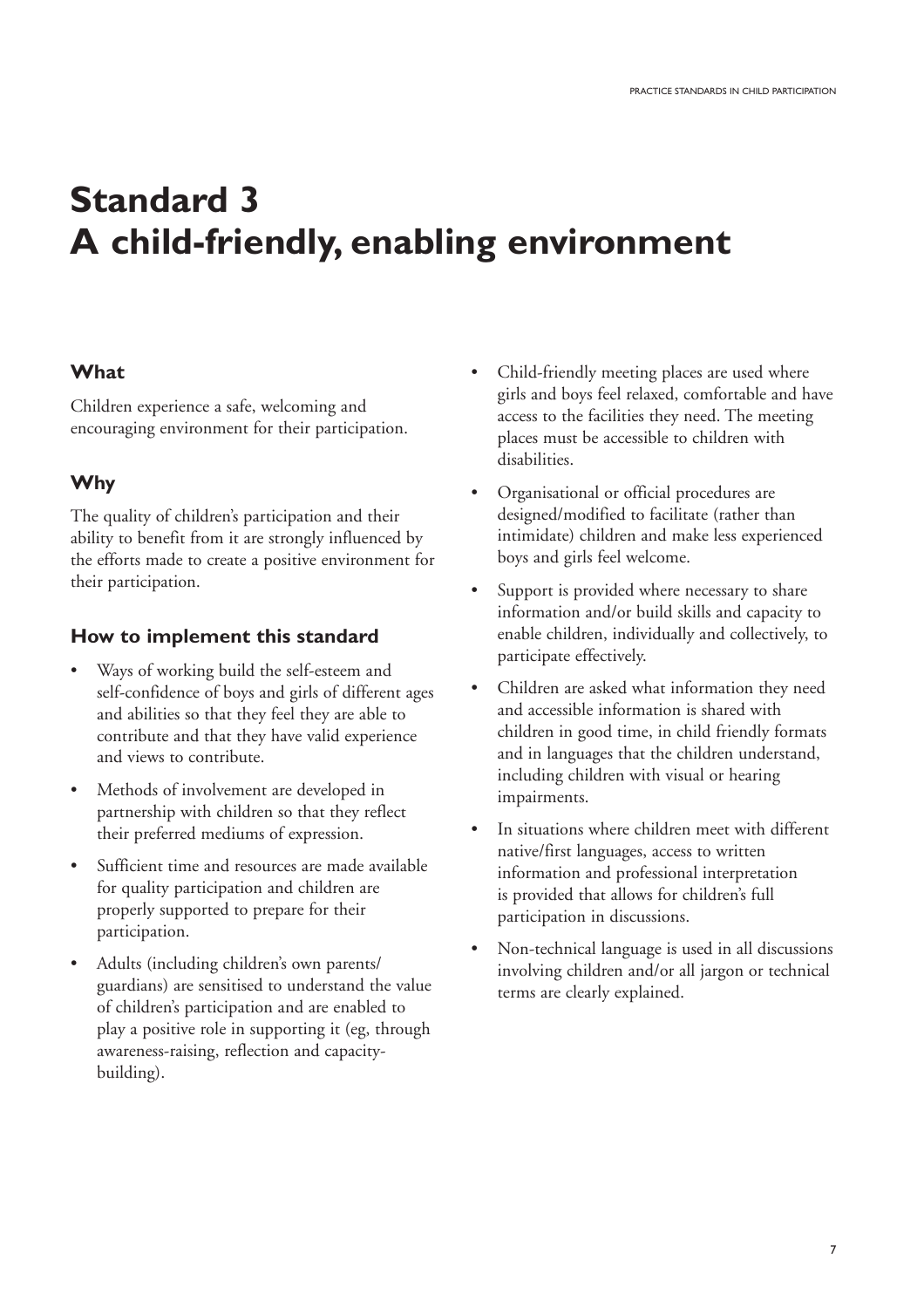# Standard 3
# A child-friendly, enabling environment

### What

Children experience a safe, welcoming and encouraging environment for their participation.

### Why

The quality of children's participation and their ability to benefit from it are strongly influenced by the efforts made to create a positive environment for their participation.

### How to implement this standard

- Ways of working build the self-esteem and self-confidence of boys and girls of different ages and abilities so that they feel they are able to contribute and that they have valid experience and views to contribute.
- Methods of involvement are developed in partnership with children so that they reflect their preferred mediums of expression.
- Sufficient time and resources are made available for quality participation and children are properly supported to prepare for their participation.
- Adults (including children's own parents/guardians) are sensitised to understand the value of children's participation and are enabled to play a positive role in supporting it (eg, through awareness-raising, reflection and capacity-building).
- Child-friendly meeting places are used where girls and boys feel relaxed, comfortable and have access to the facilities they need. The meeting places must be accessible to children with disabilities.
- Organisational or official procedures are designed/modified to facilitate (rather than intimidate) children and make less experienced boys and girls feel welcome.
- Support is provided where necessary to share information and/or build skills and capacity to enable children, individually and collectively, to participate effectively.
- Children are asked what information they need and accessible information is shared with children in good time, in child friendly formats and in languages that the children understand, including children with visual or hearing impairments.
- In situations where children meet with different native/first languages, access to written information and professional interpretation is provided that allows for children's full participation in discussions.
- Non-technical language is used in all discussions involving children and/or all jargon or technical terms are clearly explained.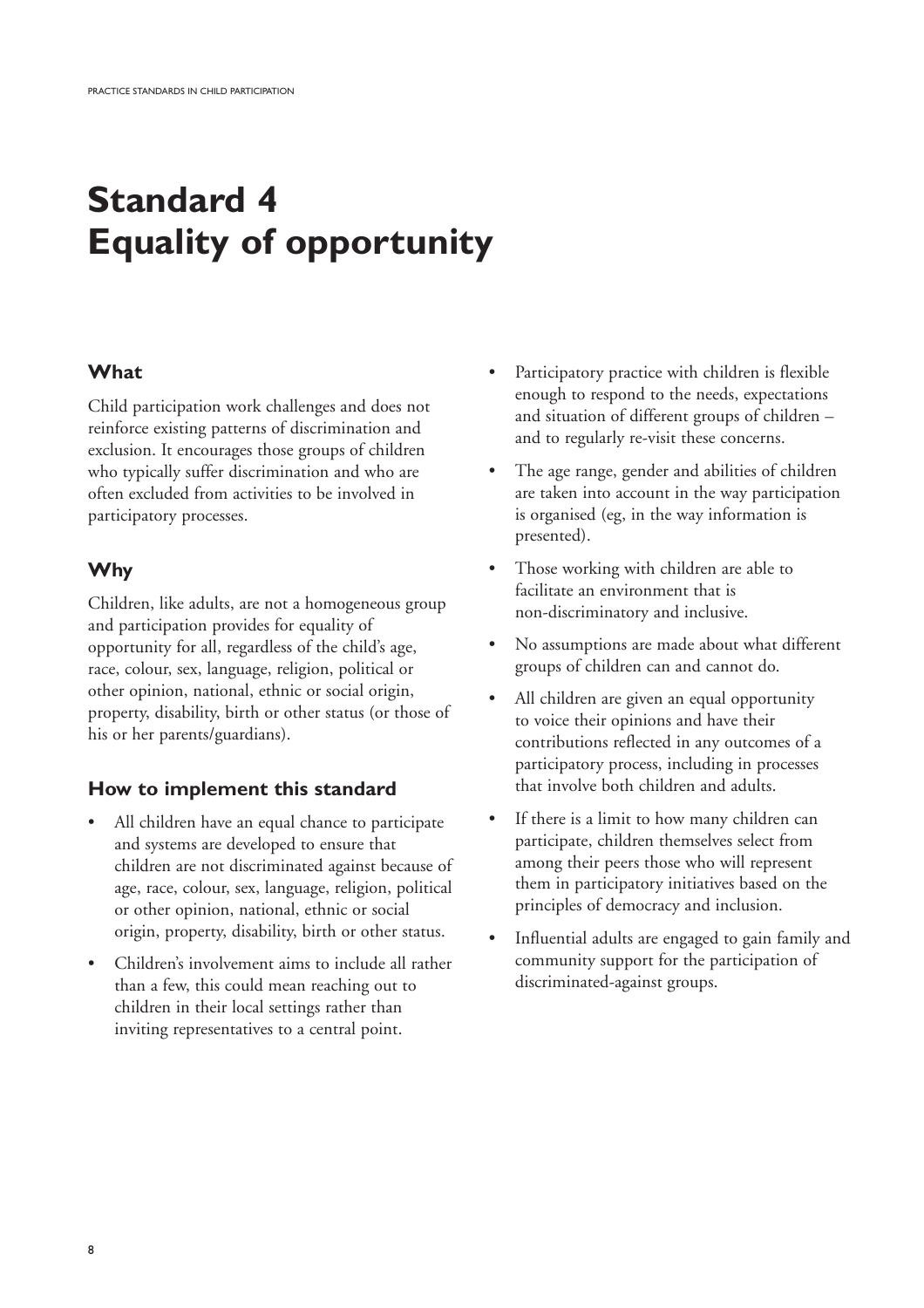# Standard 4
# Equality of opportunity

## What

Child participation work challenges and does not reinforce existing patterns of discrimination and exclusion. It encourages those groups of children who typically suffer discrimination and who are often excluded from activities to be involved in participatory processes.

## Why

Children, like adults, are not a homogeneous group and participation provides for equality of opportunity for all, regardless of the child's age, race, colour, sex, language, religion, political or other opinion, national, ethnic or social origin, property, disability, birth or other status (or those of his or her parents/guardians).

## How to implement this standard

- All children have an equal chance to participate and systems are developed to ensure that children are not discriminated against because of age, race, colour, sex, language, religion, political or other opinion, national, ethnic or social origin, property, disability, birth or other status.
- Children's involvement aims to include all rather than a few, this could mean reaching out to children in their local settings rather than inviting representatives to a central point.
- Participatory practice with children is flexible enough to respond to the needs, expectations and situation of different groups of children – and to regularly re-visit these concerns.
- The age range, gender and abilities of children are taken into account in the way participation is organised (eg, in the way information is presented).
- Those working with children are able to facilitate an environment that is non-discriminatory and inclusive.
- No assumptions are made about what different groups of children can and cannot do.
- All children are given an equal opportunity to voice their opinions and have their contributions reflected in any outcomes of a participatory process, including in processes that involve both children and adults.
- If there is a limit to how many children can participate, children themselves select from among their peers those who will represent them in participatory initiatives based on the principles of democracy and inclusion.
- Influential adults are engaged to gain family and community support for the participation of discriminated-against groups.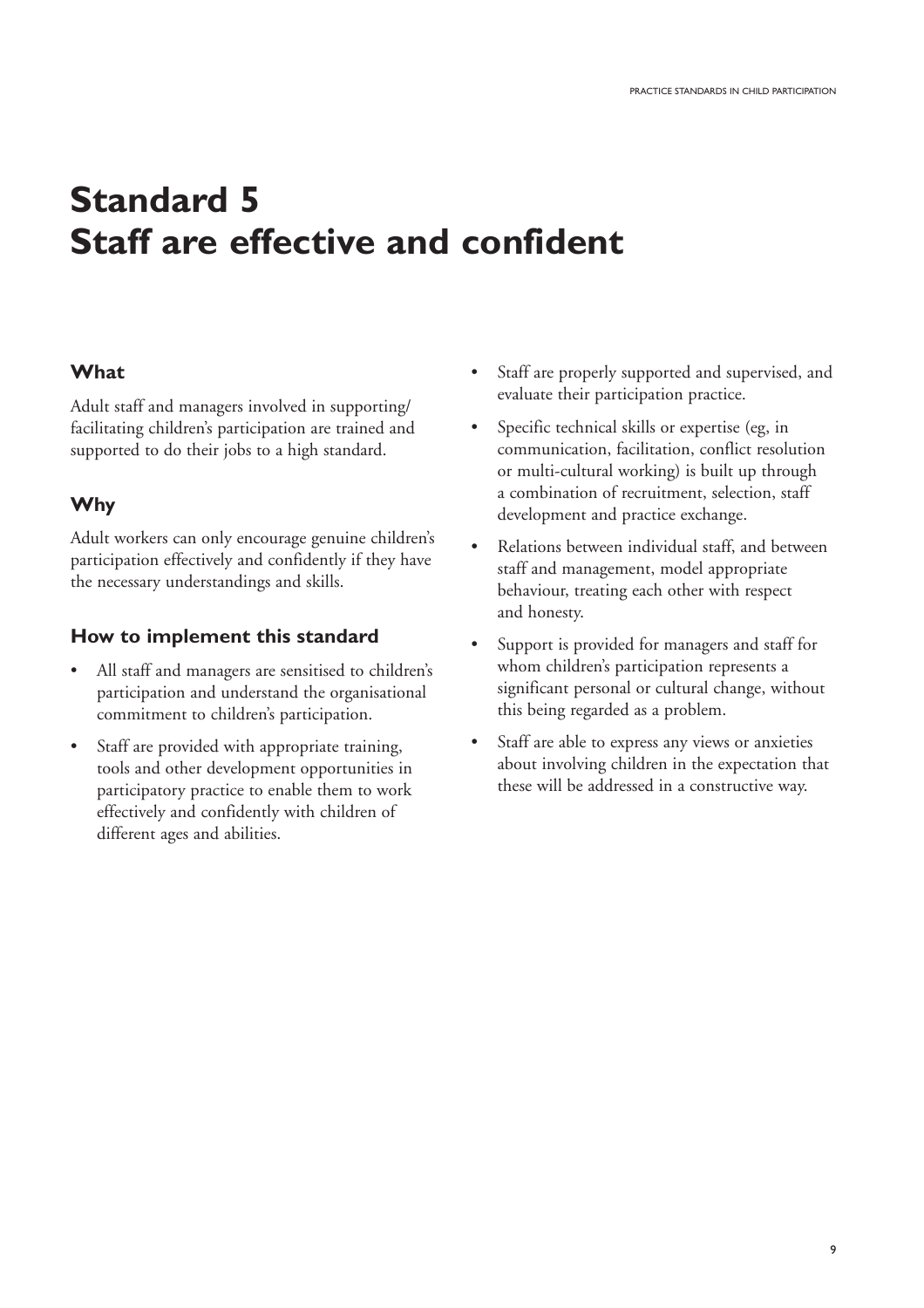# Standard 5
# Staff are effective and confident

### What

Adult staff and managers involved in supporting/ facilitating children's participation are trained and supported to do their jobs to a high standard.

### Why

Adult workers can only encourage genuine children's participation effectively and confidently if they have the necessary understandings and skills.

### How to implement this standard

- All staff and managers are sensitised to children's participation and understand the organisational commitment to children's participation.
- Staff are provided with appropriate training, tools and other development opportunities in participatory practice to enable them to work effectively and confidently with children of different ages and abilities.
- Staff are properly supported and supervised, and evaluate their participation practice.
- Specific technical skills or expertise (eg, in communication, facilitation, conflict resolution or multi-cultural working) is built up through a combination of recruitment, selection, staff development and practice exchange.
- Relations between individual staff, and between staff and management, model appropriate behaviour, treating each other with respect and honesty.
- Support is provided for managers and staff for whom children's participation represents a significant personal or cultural change, without this being regarded as a problem.
- Staff are able to express any views or anxieties about involving children in the expectation that these will be addressed in a constructive way.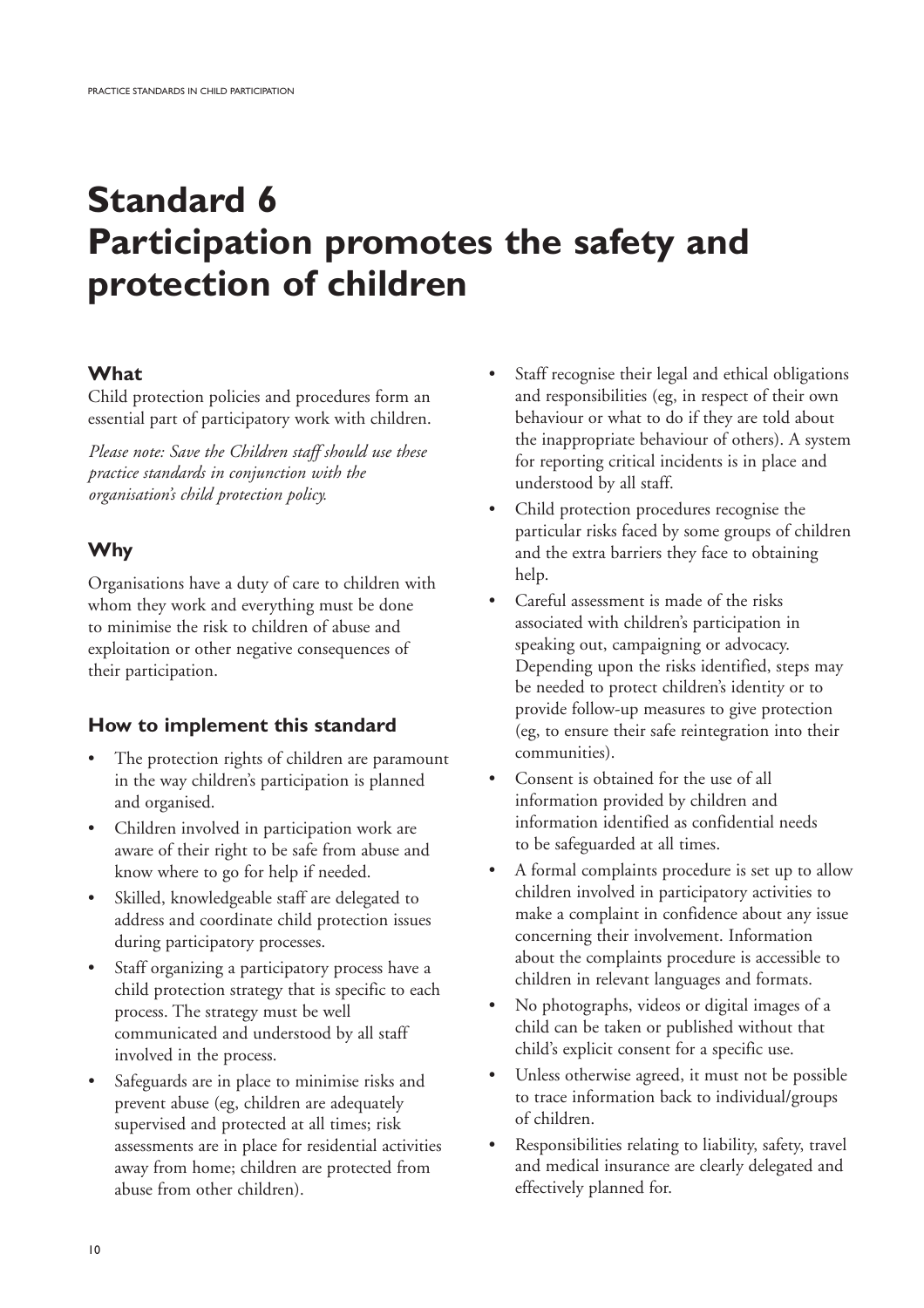# Standard 6
# Participation promotes the safety and protection of children

### What

Child protection policies and procedures form an essential part of participatory work with children.

*Please note: Save the Children staff should use these practice standards in conjunction with the organisation's child protection policy.*

### Why

Organisations have a duty of care to children with whom they work and everything must be done to minimise the risk to children of abuse and exploitation or other negative consequences of their participation.

### How to implement this standard

- The protection rights of children are paramount in the way children's participation is planned and organised.
- Children involved in participation work are aware of their right to be safe from abuse and know where to go for help if needed.
- Skilled, knowledgeable staff are delegated to address and coordinate child protection issues during participatory processes.
- Staff organizing a participatory process have a child protection strategy that is specific to each process. The strategy must be well communicated and understood by all staff involved in the process.
- Safeguards are in place to minimise risks and prevent abuse (eg, children are adequately supervised and protected at all times; risk assessments are in place for residential activities away from home; children are protected from abuse from other children).
- Staff recognise their legal and ethical obligations and responsibilities (eg, in respect of their own behaviour or what to do if they are told about the inappropriate behaviour of others). A system for reporting critical incidents is in place and understood by all staff.
- Child protection procedures recognise the particular risks faced by some groups of children and the extra barriers they face to obtaining help.
- Careful assessment is made of the risks associated with children's participation in speaking out, campaigning or advocacy. Depending upon the risks identified, steps may be needed to protect children's identity or to provide follow-up measures to give protection (eg, to ensure their safe reintegration into their communities).
- Consent is obtained for the use of all information provided by children and information identified as confidential needs to be safeguarded at all times.
- A formal complaints procedure is set up to allow children involved in participatory activities to make a complaint in confidence about any issue concerning their involvement. Information about the complaints procedure is accessible to children in relevant languages and formats.
- No photographs, videos or digital images of a child can be taken or published without that child's explicit consent for a specific use.
- Unless otherwise agreed, it must not be possible to trace information back to individual/groups of children.
- Responsibilities relating to liability, safety, travel and medical insurance are clearly delegated and effectively planned for.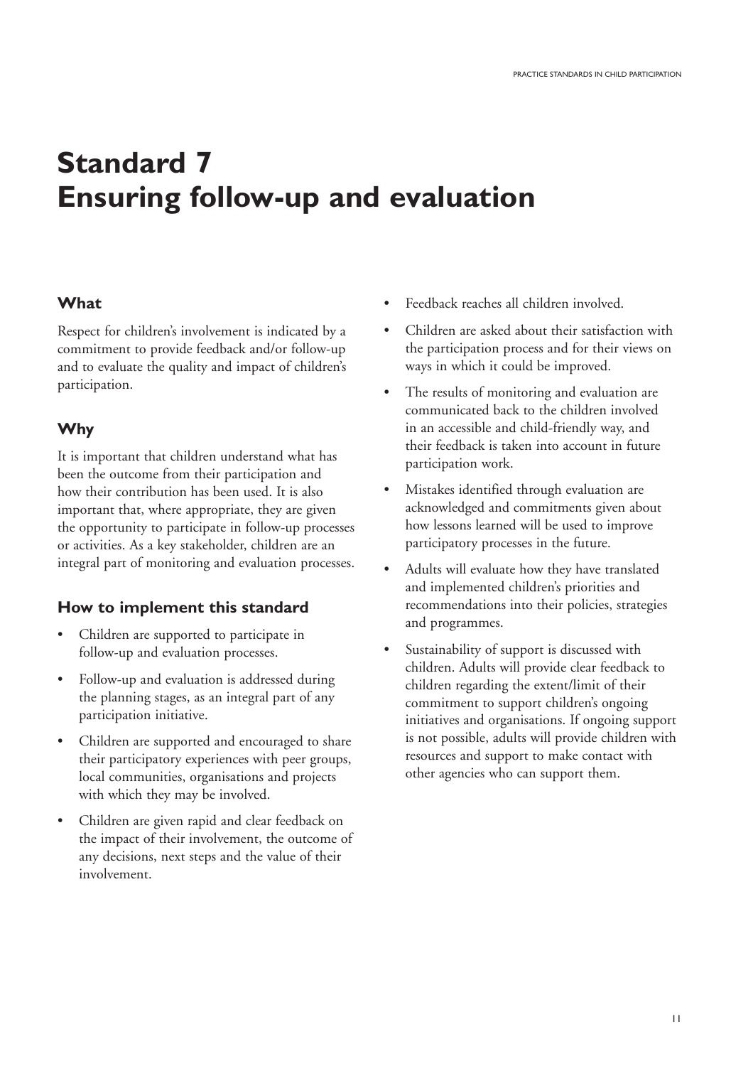# Standard 7
# Ensuring follow-up and evaluation

### What

Respect for children's involvement is indicated by a commitment to provide feedback and/or follow-up and to evaluate the quality and impact of children's participation.

### Why

It is important that children understand what has been the outcome from their participation and how their contribution has been used. It is also important that, where appropriate, they are given the opportunity to participate in follow-up processes or activities. As a key stakeholder, children are an integral part of monitoring and evaluation processes.

### How to implement this standard

- Children are supported to participate in follow-up and evaluation processes.
- Follow-up and evaluation is addressed during the planning stages, as an integral part of any participation initiative.
- Children are supported and encouraged to share their participatory experiences with peer groups, local communities, organisations and projects with which they may be involved.
- Children are given rapid and clear feedback on the impact of their involvement, the outcome of any decisions, next steps and the value of their involvement.
- Feedback reaches all children involved.
- Children are asked about their satisfaction with the participation process and for their views on ways in which it could be improved.
- The results of monitoring and evaluation are communicated back to the children involved in an accessible and child-friendly way, and their feedback is taken into account in future participation work.
- Mistakes identified through evaluation are acknowledged and commitments given about how lessons learned will be used to improve participatory processes in the future.
- Adults will evaluate how they have translated and implemented children's priorities and recommendations into their policies, strategies and programmes.
- Sustainability of support is discussed with children. Adults will provide clear feedback to children regarding the extent/limit of their commitment to support children's ongoing initiatives and organisations. If ongoing support is not possible, adults will provide children with resources and support to make contact with other agencies who can support them.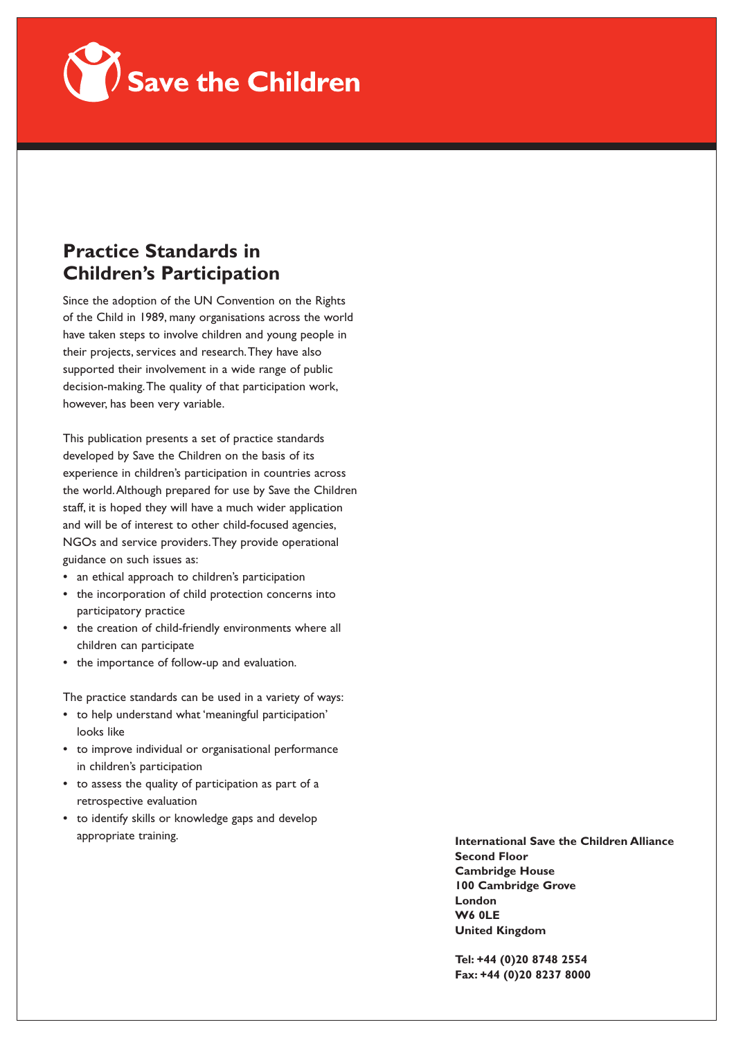Save the Children

## Practice Standards in Children's Participation

Since the adoption of the UN Convention on the Rights of the Child in 1989, many organisations across the world have taken steps to involve children and young people in their projects, services and research. They have also supported their involvement in a wide range of public decision-making. The quality of that participation work, however, has been very variable.

This publication presents a set of practice standards developed by Save the Children on the basis of its experience in children's participation in countries across the world. Although prepared for use by Save the Children staff, it is hoped they will have a much wider application and will be of interest to other child-focused agencies, NGOs and service providers. They provide operational guidance on such issues as:

- an ethical approach to children's participation
- the incorporation of child protection concerns into participatory practice
- the creation of child-friendly environments where all children can participate
- the importance of follow-up and evaluation.

The practice standards can be used in a variety of ways:

- to help understand what 'meaningful participation' looks like
- to improve individual or organisational performance in children's participation
- to assess the quality of participation as part of a retrospective evaluation
- to identify skills or knowledge gaps and develop appropriate training.

**International Save the Children Alliance**
**Second Floor**
**Cambridge House**
**100 Cambridge Grove**
**London**
**W6 0LE**
**United Kingdom**

**Tel: +44 (0)20 8748 2554**
**Fax: +44 (0)20 8237 8000**